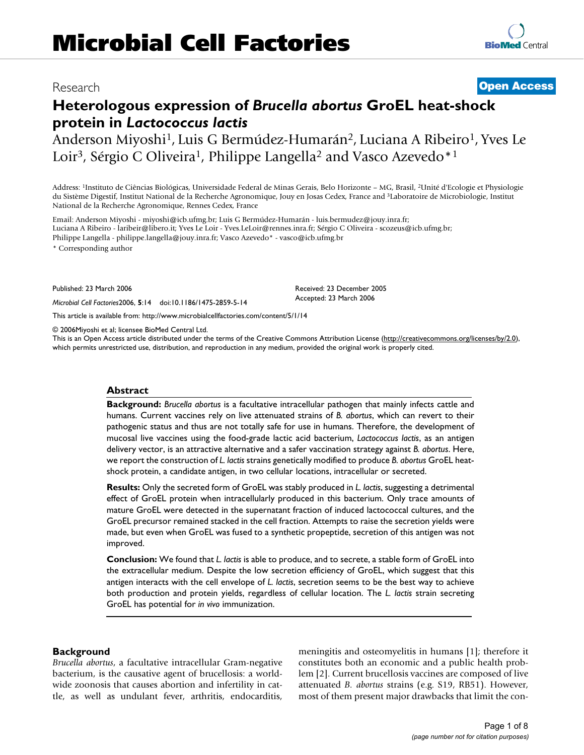# Microbial Cell Factories

Research **Open Access**

## Heterologous expression of *Brucella abortus* GroEL heat-shock protein in *Lactococcus lactis*

Anderson Miyoshi[1], Luis G Bermúdez-Humarán[2], Luciana A Ribeiro[1], Yves Le Loir[3], Sérgio C Oliveira[1], Philippe Langella[2] and Vasco Azevedo*[1]

Address: [1]Instituto de Ciências Biológicas, Universidade Federal de Minas Gerais, Belo Horizonte – MG, Brasil, [2]Unité d'Ecologie et Physiologie du Système Digestif, Institut National de la Recherche Agronomique, Jouy en Josas Cedex, France and [3]Laboratoire de Microbiologie, Institut National de la Recherche Agronomique, Rennes Cedex, France

Email: Anderson Miyoshi - miyoshi@icb.ufmg.br; Luis G Bermúdez-Humarán - luis.bermudez@jouy.inra.fr; Luciana A Ribeiro - laribeir@libero.it; Yves Le Loir - Yves.LeLoir@rennes.inra.fr; Sérgio C Oliveira - scozeus@icb.ufmg.br; Philippe Langella - philippe.langella@jouy.inra.fr; Vasco Azevedo* - vasco@icb.ufmg.br

* Corresponding author

Published: 23 March 2006

*Microbial Cell Factories* 2006, **5**:14 doi:10.1186/1475-2859-5-14

Received: 23 December 2005
Accepted: 23 March 2006

This article is available from: http://www.microbialcellfactories.com/content/5/1/14

© 2006Miyoshi et al; licensee BioMed Central Ltd.
This is an Open Access article distributed under the terms of the Creative Commons Attribution License (http://creativecommons.org/licenses/by/2.0), which permits unrestricted use, distribution, and reproduction in any medium, provided the original work is properly cited.

### Abstract

**Background:** *Brucella abortus* is a facultative intracellular pathogen that mainly infects cattle and humans. Current vaccines rely on live attenuated strains of *B. abortus*, which can revert to their pathogenic status and thus are not totally safe for use in humans. Therefore, the development of mucosal live vaccines using the food-grade lactic acid bacterium, *Lactococcus lactis*, as an antigen delivery vector, is an attractive alternative and a safer vaccination strategy against *B. abortus*. Here, we report the construction of *L. lactis* strains genetically modified to produce *B. abortus* GroEL heat-shock protein, a candidate antigen, in two cellular locations, intracellular or secreted.

**Results:** Only the secreted form of GroEL was stably produced in *L. lactis*, suggesting a detrimental effect of GroEL protein when intracellularly produced in this bacterium. Only trace amounts of mature GroEL were detected in the supernatant fraction of induced lactococcal cultures, and the GroEL precursor remained stacked in the cell fraction. Attempts to raise the secretion yields were made, but even when GroEL was fused to a synthetic propeptide, secretion of this antigen was not improved.

**Conclusion:** We found that *L. lactis* is able to produce, and to secrete, a stable form of GroEL into the extracellular medium. Despite the low secretion efficiency of GroEL, which suggest that this antigen interacts with the cell envelope of *L. lactis*, secretion seems to be the best way to achieve both production and protein yields, regardless of cellular location. The *L. lactis* strain secreting GroEL has potential for *in vivo* immunization.

### Background

*Brucella abortus*, a facultative intracellular Gram-negative bacterium, is the causative agent of brucellosis: a worldwide zoonosis that causes abortion and infertility in cattle, as well as undulant fever, arthritis, endocarditis, meningitis and osteomyelitis in humans [1]; therefore it constitutes both an economic and a public health problem [2]. Current brucellosis vaccines are composed of live attenuated *B. abortus* strains (e.g. S19, RB51). However, most of them present major drawbacks that limit the con-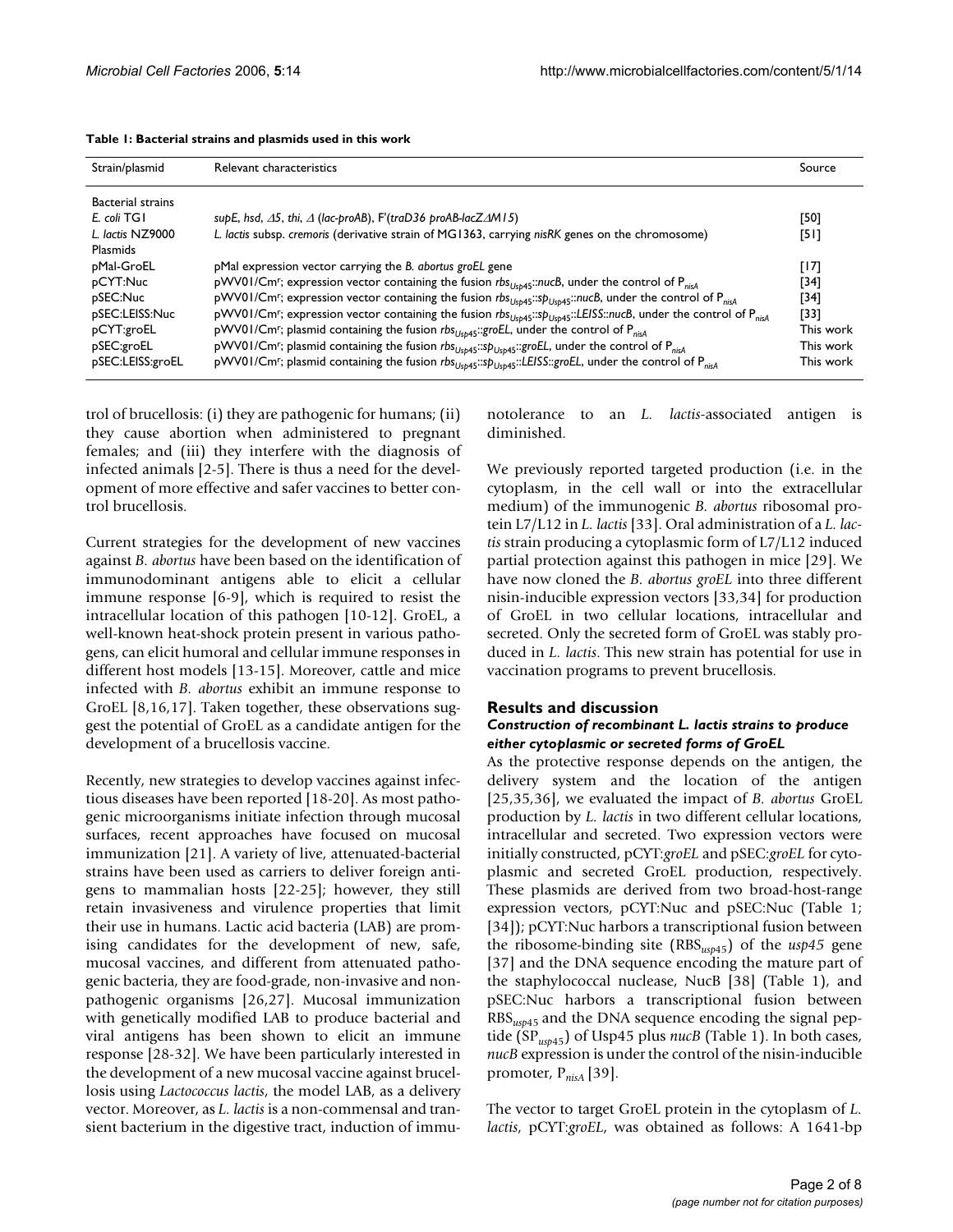**Table 1: Bacterial strains and plasmids used in this work**

| Strain/plasmid | Relevant characteristics | Source |
|---|---|---|
| Bacterial strains | | |
| *E. coli* TG1 | *supE*, *hsd*, *Δ5*, *thi*, *Δ* (*lac-proAB*), F'(*traD36 proAB-lacZΔM15*) | [50] |
| *L. lactis* NZ9000 | *L. lactis* subsp. *cremoris* (derivative strain of MG1363, carrying *nisRK* genes on the chromosome) | [51] |
| Plasmids | | |
| pMal-GroEL | pMal expression vector carrying the *B. abortus groEL* gene | [17] |
| pCYT:Nuc | pWV01/Cm[r]; expression vector containing the fusion $rbs_{Usp45}$::*nucB*, under the control of $P_{nisA}$ | [34] |
| pSEC:Nuc | pWV01/Cm[r]; expression vector containing the fusion $rbs_{Usp45}$::$sp_{Usp45}$::*nucB*, under the control of $P_{nisA}$ | [34] |
| pSEC:LEISS:Nuc | pWV01/Cm[r]; expression vector containing the fusion $rbs_{Usp45}$::$sp_{Usp45}$::*LEISS*::*nucB*, under the control of $P_{nisA}$ | [33] |
| pCYT:groEL | pWV01/Cm[r]; plasmid containing the fusion $rbs_{Usp45}$::*groEL*, under the control of $P_{nisA}$ | This work |
| pSEC:groEL | pWV01/Cm[r]; plasmid containing the fusion $rbs_{Usp45}$::$sp_{Usp45}$::*groEL*, under the control of $P_{nisA}$ | This work |
| pSEC:LEISS:groEL | pWV01/Cm[r]; plasmid containing the fusion $rbs_{Usp45}$::$sp_{Usp45}$::*LEISS*::*groEL*, under the control of $P_{nisA}$ | This work |

trol of brucellosis: (i) they are pathogenic for humans; (ii) they cause abortion when administered to pregnant females; and (iii) they interfere with the diagnosis of infected animals [2-5]. There is thus a need for the development of more effective and safer vaccines to better control brucellosis.

Current strategies for the development of new vaccines against *B. abortus* have been based on the identification of immunodominant antigens able to elicit a cellular immune response [6-9], which is required to resist the intracellular location of this pathogen [10-12]. GroEL, a well-known heat-shock protein present in various pathogens, can elicit humoral and cellular immune responses in different host models [13-15]. Moreover, cattle and mice infected with *B. abortus* exhibit an immune response to GroEL [8,16,17]. Taken together, these observations suggest the potential of GroEL as a candidate antigen for the development of a brucellosis vaccine.

Recently, new strategies to develop vaccines against infectious diseases have been reported [18-20]. As most pathogenic microorganisms initiate infection through mucosal surfaces, recent approaches have focused on mucosal immunization [21]. A variety of live, attenuated-bacterial strains have been used as carriers to deliver foreign antigens to mammalian hosts [22-25]; however, they still retain invasiveness and virulence properties that limit their use in humans. Lactic acid bacteria (LAB) are promising candidates for the development of new, safe, mucosal vaccines, and different from attenuated pathogenic bacteria, they are food-grade, non-invasive and nonpathogenic organisms [26,27]. Mucosal immunization with genetically modified LAB to produce bacterial and viral antigens has been shown to elicit an immune response [28-32]. We have been particularly interested in the development of a new mucosal vaccine against brucellosis using *Lactococcus lactis*, the model LAB, as a delivery vector. Moreover, as *L. lactis* is a non-commensal and transient bacterium in the digestive tract, induction of immunotolerance to an *L. lactis*-associated antigen is diminished.

We previously reported targeted production (i.e. in the cytoplasm, in the cell wall or into the extracellular medium) of the immunogenic *B. abortus* ribosomal protein L7/L12 in *L. lactis* [33]. Oral administration of a *L. lactis* strain producing a cytoplasmic form of L7/L12 induced partial protection against this pathogen in mice [29]. We have now cloned the *B. abortus groEL* into three different nisin-inducible expression vectors [33,34] for production of GroEL in two cellular locations, intracellular and secreted. Only the secreted form of GroEL was stably produced in *L. lactis*. This new strain has potential for use in vaccination programs to prevent brucellosis.

## Results and discussion

### *Construction of recombinant L. lactis strains to produce either cytoplasmic or secreted forms of GroEL*

As the protective response depends on the antigen, the delivery system and the location of the antigen [25,35,36], we evaluated the impact of *B. abortus* GroEL production by *L. lactis* in two different cellular locations, intracellular and secreted. Two expression vectors were initially constructed, pCYT:*groEL* and pSEC:*groEL* for cytoplasmic and secreted GroEL production, respectively. These plasmids are derived from two broad-host-range expression vectors, pCYT:Nuc and pSEC:Nuc (Table 1; [34]); pCYT:Nuc harbors a transcriptional fusion between the ribosome-binding site ($RBS_{usp45}$) of the *usp45* gene [37] and the DNA sequence encoding the mature part of the staphylococcal nuclease, NucB [38] (Table 1), and pSEC:Nuc harbors a transcriptional fusion between $RBS_{usp45}$ and the DNA sequence encoding the signal peptide ($SP_{usp45}$) of Usp45 plus *nucB* (Table 1). In both cases, *nucB* expression is under the control of the nisin-inducible promoter, $P_{nisA}$ [39].

The vector to target GroEL protein in the cytoplasm of *L. lactis*, pCYT:*groEL*, was obtained as follows: A 1641-bp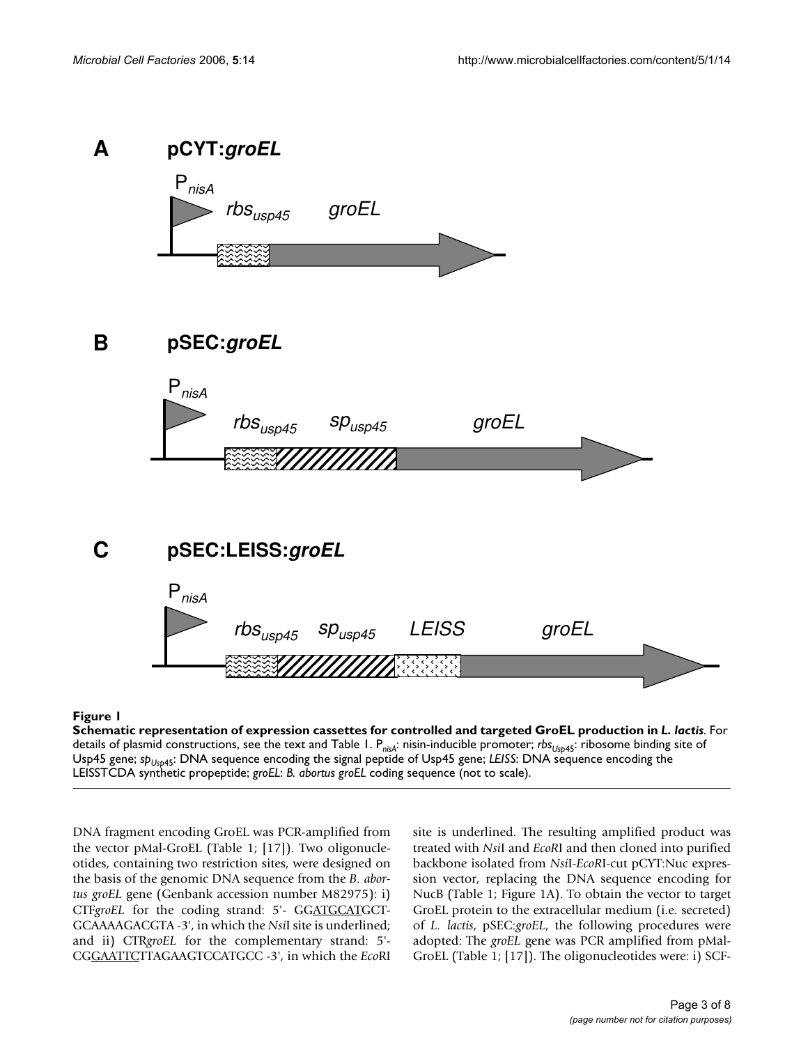**Figure 1**

**Schematic representation of expression cassettes for controlled and targeted GroEL production in *L. lactis*.** For details of plasmid constructions, see the text and Table 1. $P_{nisA}$: nisin-inducible promoter; $rbs_{Usp45}$: ribosome binding site of Usp45 gene; $sp_{Usp45}$: DNA sequence encoding the signal peptide of Usp45 gene; *LEISS*: DNA sequence encoding the LEISSTCDA synthetic propeptide; *groEL*: *B. abortus groEL* coding sequence (not to scale).

DNA fragment encoding GroEL was PCR-amplified from the vector pMal-GroEL (Table 1; [17]). Two oligonucleotides, containing two restriction sites, were designed on the basis of the genomic DNA sequence from the *B. abortus groEL* gene (Genbank accession number M82975): i) CTF*groEL* for the coding strand: 5'- GGATGCATGCT-GCAAAAGACGTA -3', in which the *Nsi*I site is underlined; and ii) CTR*groEL* for the complementary strand: 5'-CGGAATTCTTAGAAGTCCATGCC -3', in which the *Eco*RI site is underlined. The resulting amplified product was treated with *Nsi*I and *Eco*RI and then cloned into purified backbone isolated from *Nsi*I-*Eco*RI-cut pCYT:Nuc expression vector, replacing the DNA sequence encoding for NucB (Table 1; Figure 1A). To obtain the vector to target GroEL protein to the extracellular medium (i.e. secreted) of *L. lactis*, pSEC:*groEL*, the following procedures were adopted: The *groEL* gene was PCR amplified from pMal-GroEL (Table 1; [17]). The oligonucleotides were: i) SCF-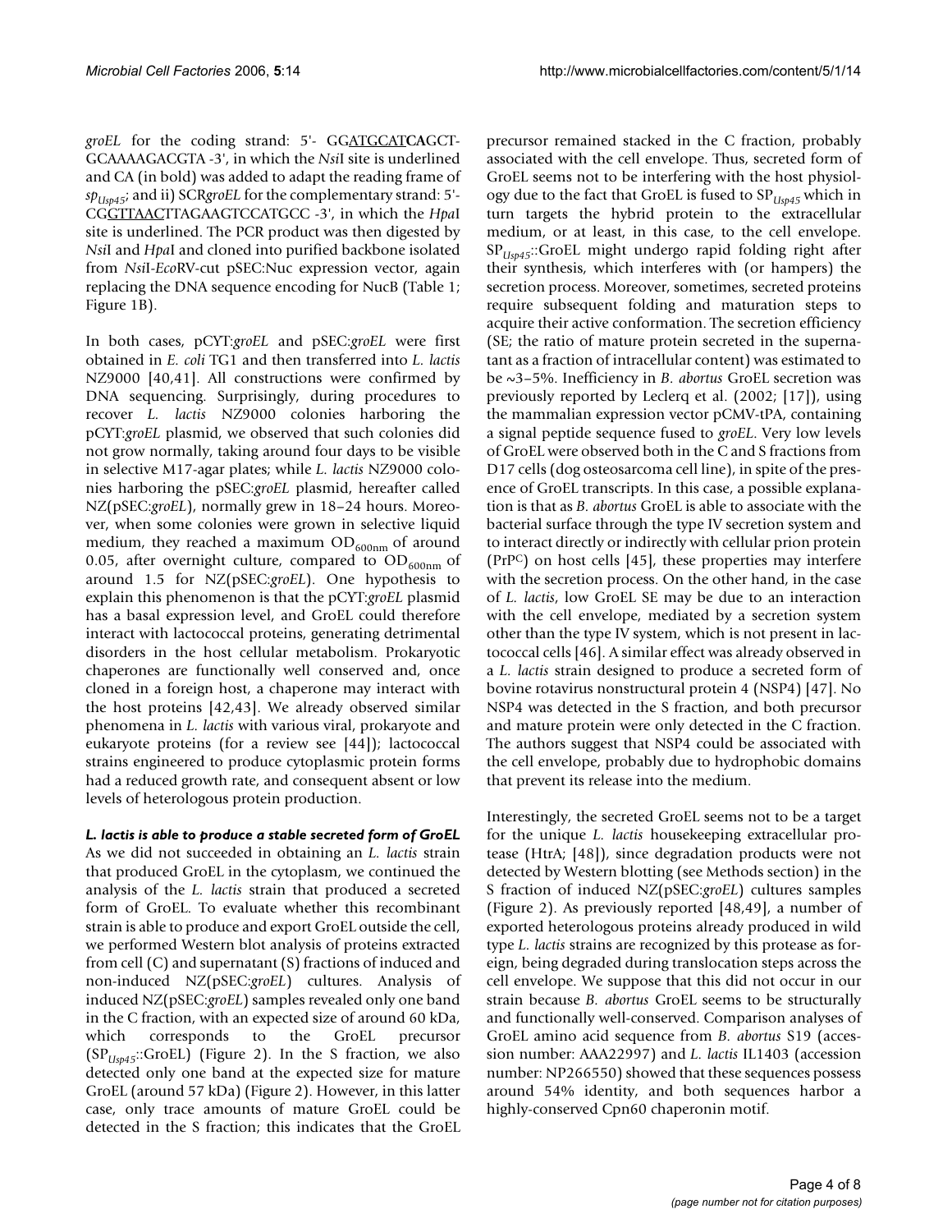*groEL* for the coding strand: 5'- GGATGCATCAGCT-GCAAAAGACGTA -3', in which the *Nsi*I site is underlined and CA (in bold) was added to adapt the reading frame of $sp_{Usp45}$; and ii) SCR*groEL* for the complementary strand: 5'-CGGTTAACTTAGAAGTCCATGCC -3', in which the *Hpa*I site is underlined. The PCR product was then digested by *Nsi*I and *Hpa*I and cloned into purified backbone isolated from *Nsi*I-*Eco*RV-cut pSEC:Nuc expression vector, again replacing the DNA sequence encoding for NucB (Table 1; Figure 1B).

In both cases, pCYT:*groEL* and pSEC:*groEL* were first obtained in *E. coli* TG1 and then transferred into *L. lactis* NZ9000 [40,41]. All constructions were confirmed by DNA sequencing. Surprisingly, during procedures to recover *L. lactis* NZ9000 colonies harboring the pCYT:*groEL* plasmid, we observed that such colonies did not grow normally, taking around four days to be visible in selective M17-agar plates; while *L. lactis* NZ9000 colonies harboring the pSEC:*groEL* plasmid, hereafter called NZ(pSEC:*groEL*), normally grew in 18–24 hours. Moreover, when some colonies were grown in selective liquid medium, they reached a maximum $OD_{600nm}$ of around 0.05, after overnight culture, compared to $OD_{600nm}$ of around 1.5 for NZ(pSEC:*groEL*). One hypothesis to explain this phenomenon is that the pCYT:*groEL* plasmid has a basal expression level, and GroEL could therefore interact with lactococcal proteins, generating detrimental disorders in the host cellular metabolism. Prokaryotic chaperones are functionally well conserved and, once cloned in a foreign host, a chaperone may interact with the host proteins [42,43]. We already observed similar phenomena in *L. lactis* with various viral, prokaryote and eukaryote proteins (for a review see [44]); lactococcal strains engineered to produce cytoplasmic protein forms had a reduced growth rate, and consequent absent or low levels of heterologous protein production.

### *L. lactis is able to produce a stable secreted form of GroEL*

As we did not succeeded in obtaining an *L. lactis* strain that produced GroEL in the cytoplasm, we continued the analysis of the *L. lactis* strain that produced a secreted form of GroEL. To evaluate whether this recombinant strain is able to produce and export GroEL outside the cell, we performed Western blot analysis of proteins extracted from cell (C) and supernatant (S) fractions of induced and non-induced NZ(pSEC:*groEL*) cultures. Analysis of induced NZ(pSEC:*groEL*) samples revealed only one band in the C fraction, with an expected size of around 60 kDa, which corresponds to the GroEL precursor ($SP_{Usp45}$::GroEL) (Figure 2). In the S fraction, we also detected only one band at the expected size for mature GroEL (around 57 kDa) (Figure 2). However, in this latter case, only trace amounts of mature GroEL could be detected in the S fraction; this indicates that the GroEL precursor remained stacked in the C fraction, probably associated with the cell envelope. Thus, secreted form of GroEL seems not to be interfering with the host physiology due to the fact that GroEL is fused to $SP_{Usp45}$ which in turn targets the hybrid protein to the extracellular medium, or at least, in this case, to the cell envelope. $SP_{Usp45}$::GroEL might undergo rapid folding right after their synthesis, which interferes with (or hampers) the secretion process. Moreover, sometimes, secreted proteins require subsequent folding and maturation steps to acquire their active conformation. The secretion efficiency (SE; the ratio of mature protein secreted in the supernatant as a fraction of intracellular content) was estimated to be ~3–5%. Inefficiency in *B. abortus* GroEL secretion was previously reported by Leclerq et al. (2002; [17]), using the mammalian expression vector pCMV-tPA, containing a signal peptide sequence fused to *groEL*. Very low levels of GroEL were observed both in the C and S fractions from D17 cells (dog osteosarcoma cell line), in spite of the presence of GroEL transcripts. In this case, a possible explanation is that as *B. abortus* GroEL is able to associate with the bacterial surface through the type IV secretion system and to interact directly or indirectly with cellular prion protein ($PrP^{C}$) on host cells [45], these properties may interfere with the secretion process. On the other hand, in the case of *L. lactis*, low GroEL SE may be due to an interaction with the cell envelope, mediated by a secretion system other than the type IV system, which is not present in lactococcal cells [46]. A similar effect was already observed in a *L. lactis* strain designed to produce a secreted form of bovine rotavirus nonstructural protein 4 (NSP4) [47]. No NSP4 was detected in the S fraction, and both precursor and mature protein were only detected in the C fraction. The authors suggest that NSP4 could be associated with the cell envelope, probably due to hydrophobic domains that prevent its release into the medium.

Interestingly, the secreted GroEL seems not to be a target for the unique *L. lactis* housekeeping extracellular protease (HtrA; [48]), since degradation products were not detected by Western blotting (see Methods section) in the S fraction of induced NZ(pSEC:*groEL*) cultures samples (Figure 2). As previously reported [48,49], a number of exported heterologous proteins already produced in wild type *L. lactis* strains are recognized by this protease as foreign, being degraded during translocation steps across the cell envelope. We suppose that this did not occur in our strain because *B. abortus* GroEL seems to be structurally and functionally well-conserved. Comparison analyses of GroEL amino acid sequence from *B. abortus* S19 (accession number: AAA22997) and *L. lactis* IL1403 (accession number: NP266550) showed that these sequences possess around 54% identity, and both sequences harbor a highly-conserved Cpn60 chaperonin motif.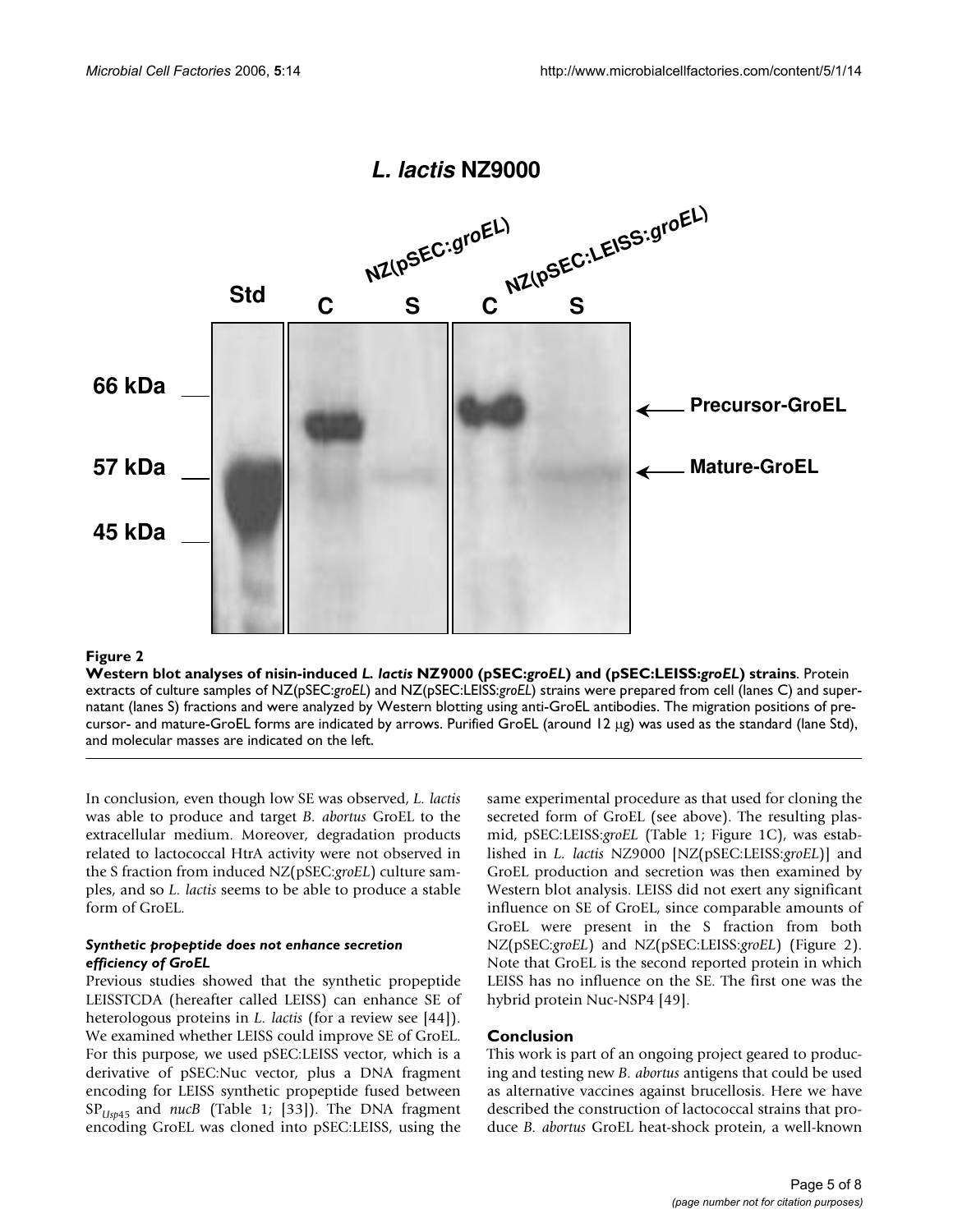**Figure 2**

**Western blot analyses of nisin-induced *L. lactis* NZ9000 (pSEC:*groEL*) and (pSEC:LEISS:*groEL*) strains**. Protein extracts of culture samples of NZ(pSEC:*groEL*) and NZ(pSEC:LEISS:*groEL*) strains were prepared from cell (lanes C) and supernatant (lanes S) fractions and were analyzed by Western blotting using anti-GroEL antibodies. The migration positions of precursor- and mature-GroEL forms are indicated by arrows. Purified GroEL (around 12 μg) was used as the standard (lane Std), and molecular masses are indicated on the left.

In conclusion, even though low SE was observed, *L. lactis* was able to produce and target *B. abortus* GroEL to the extracellular medium. Moreover, degradation products related to lactococcal HtrA activity were not observed in the S fraction from induced NZ(pSEC:*groEL*) culture samples, and so *L. lactis* seems to be able to produce a stable form of GroEL.

#### *Synthetic propeptide does not enhance secretion efficiency of GroEL*

Previous studies showed that the synthetic propeptide LEISSTCDA (hereafter called LEISS) can enhance SE of heterologous proteins in *L. lactis* (for a review see [44]). We examined whether LEISS could improve SE of GroEL. For this purpose, we used pSEC:LEISS vector, which is a derivative of pSEC:Nuc vector, plus a DNA fragment encoding for LEISS synthetic propeptide fused between $SP_{Usp45}$ and *nucB* (Table 1; [33]). The DNA fragment encoding GroEL was cloned into pSEC:LEISS, using the same experimental procedure as that used for cloning the secreted form of GroEL (see above). The resulting plasmid, pSEC:LEISS:*groEL* (Table 1; Figure 1C), was established in *L. lactis* NZ9000 [NZ(pSEC:LEISS:*groEL*)] and GroEL production and secretion was then examined by Western blot analysis. LEISS did not exert any significant influence on SE of GroEL, since comparable amounts of GroEL were present in the S fraction from both NZ(pSEC:*groEL*) and NZ(pSEC:LEISS:*groEL*) (Figure 2). Note that GroEL is the second reported protein in which LEISS has no influence on the SE. The first one was the hybrid protein Nuc-NSP4 [49].

## Conclusion

This work is part of an ongoing project geared to producing and testing new *B. abortus* antigens that could be used as alternative vaccines against brucellosis. Here we have described the construction of lactococcal strains that produce *B. abortus* GroEL heat-shock protein, a well-known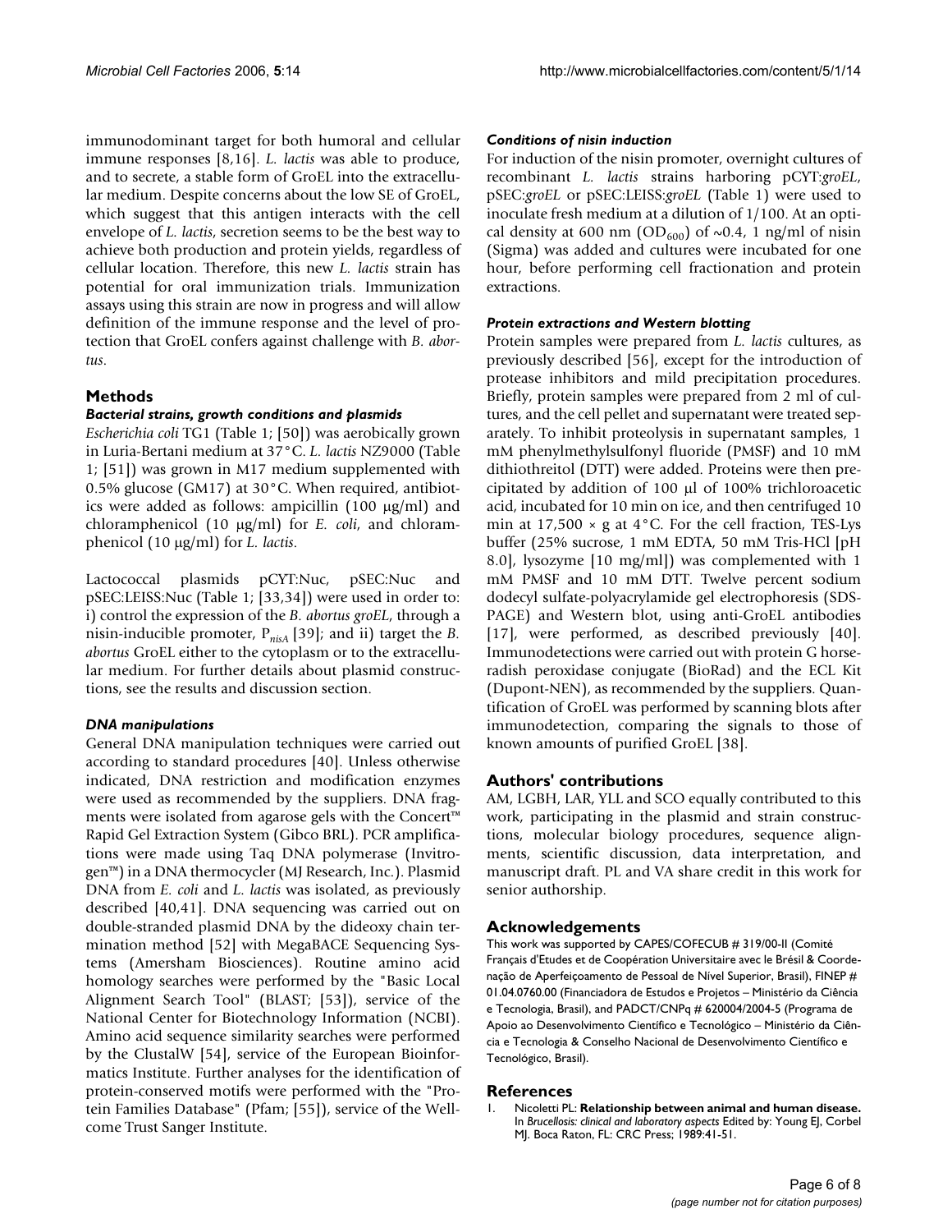immunodominant target for both humoral and cellular immune responses [8,16]. *L. lactis* was able to produce, and to secrete, a stable form of GroEL into the extracellular medium. Despite concerns about the low SE of GroEL, which suggest that this antigen interacts with the cell envelope of *L. lactis*, secretion seems to be the best way to achieve both production and protein yields, regardless of cellular location. Therefore, this new *L. lactis* strain has potential for oral immunization trials. Immunization assays using this strain are now in progress and will allow definition of the immune response and the level of protection that GroEL confers against challenge with *B. abortus*.

## Methods

### *Bacterial strains, growth conditions and plasmids*

*Escherichia coli* TG1 (Table 1; [50]) was aerobically grown in Luria-Bertani medium at 37°C. *L. lactis* NZ9000 (Table 1; [51]) was grown in M17 medium supplemented with 0.5% glucose (GM17) at 30°C. When required, antibiotics were added as follows: ampicillin (100 μg/ml) and chloramphenicol (10 μg/ml) for *E. coli*, and chloramphenicol (10 μg/ml) for *L. lactis*.

Lactococcal plasmids pCYT:Nuc, pSEC:Nuc and pSEC:LEISS:Nuc (Table 1; [33,34]) were used in order to: i) control the expression of the *B. abortus groEL*, through a nisin-inducible promoter, $P_{nisA}$ [39]; and ii) target the *B. abortus* GroEL either to the cytoplasm or to the extracellular medium. For further details about plasmid constructions, see the results and discussion section.

### *DNA manipulations*

General DNA manipulation techniques were carried out according to standard procedures [40]. Unless otherwise indicated, DNA restriction and modification enzymes were used as recommended by the suppliers. DNA fragments were isolated from agarose gels with the Concert™ Rapid Gel Extraction System (Gibco BRL). PCR amplifications were made using Taq DNA polymerase (Invitrogen™) in a DNA thermocycler (MJ Research, Inc.). Plasmid DNA from *E. coli* and *L. lactis* was isolated, as previously described [40,41]. DNA sequencing was carried out on double-stranded plasmid DNA by the dideoxy chain termination method [52] with MegaBACE Sequencing Systems (Amersham Biosciences). Routine amino acid homology searches were performed by the "Basic Local Alignment Search Tool" (BLAST; [53]), service of the National Center for Biotechnology Information (NCBI). Amino acid sequence similarity searches were performed by the ClustalW [54], service of the European Bioinformatics Institute. Further analyses for the identification of protein-conserved motifs were performed with the "Protein Families Database" (Pfam; [55]), service of the Wellcome Trust Sanger Institute.

### *Conditions of nisin induction*

For induction of the nisin promoter, overnight cultures of recombinant *L. lactis* strains harboring pCYT:*groEL*, pSEC:*groEL* or pSEC:LEISS:*groEL* (Table 1) were used to inoculate fresh medium at a dilution of 1/100. At an optical density at 600 nm ($OD_{600}$) of ~0.4, 1 ng/ml of nisin (Sigma) was added and cultures were incubated for one hour, before performing cell fractionation and protein extractions.

### *Protein extractions and Western blotting*

Protein samples were prepared from *L. lactis* cultures, as previously described [56], except for the introduction of protease inhibitors and mild precipitation procedures. Briefly, protein samples were prepared from 2 ml of cultures, and the cell pellet and supernatant were treated separately. To inhibit proteolysis in supernatant samples, 1 mM phenylmethylsulfonyl fluoride (PMSF) and 10 mM dithiothreitol (DTT) were added. Proteins were then precipitated by addition of 100 μl of 100% trichloroacetic acid, incubated for 10 min on ice, and then centrifuged 10 min at 17,500 × g at 4°C. For the cell fraction, TES-Lys buffer (25% sucrose, 1 mM EDTA, 50 mM Tris-HCl [pH 8.0], lysozyme [10 mg/ml]) was complemented with 1 mM PMSF and 10 mM DTT. Twelve percent sodium dodecyl sulfate-polyacrylamide gel electrophoresis (SDS-PAGE) and Western blot, using anti-GroEL antibodies [17], were performed, as described previously [40]. Immunodetections were carried out with protein G horseradish peroxidase conjugate (BioRad) and the ECL Kit (Dupont-NEN), as recommended by the suppliers. Quantification of GroEL was performed by scanning blots after immunodetection, comparing the signals to those of known amounts of purified GroEL [38].

## Authors' contributions

AM, LGBH, LAR, YLL and SCO equally contributed to this work, participating in the plasmid and strain constructions, molecular biology procedures, sequence alignments, scientific discussion, data interpretation, and manuscript draft. PL and VA share credit in this work for senior authorship.

## Acknowledgements

This work was supported by CAPES/COFECUB # 319/00-II (Comité Français d'Etudes et de Coopération Universitaire avec le Brésil & Coordenação de Aperfeiçoamento de Pessoal de Nível Superior, Brasil), FINEP # 01.04.0760.00 (Financiadora de Estudos e Projetos – Ministério da Ciência e Tecnologia, Brasil), and PADCT/CNPq # 620004/2004-5 (Programa de Apoio ao Desenvolvimento Científico e Tecnológico – Ministério da Ciência e Tecnologia & Conselho Nacional de Desenvolvimento Científico e Tecnológico, Brasil).

## References

1. Nicoletti PL: **Relationship between animal and human disease.** In *Brucellosis: clinical and laboratory aspects* Edited by: Young EJ, Corbel MJ. Boca Raton, FL: CRC Press; 1989:41-51.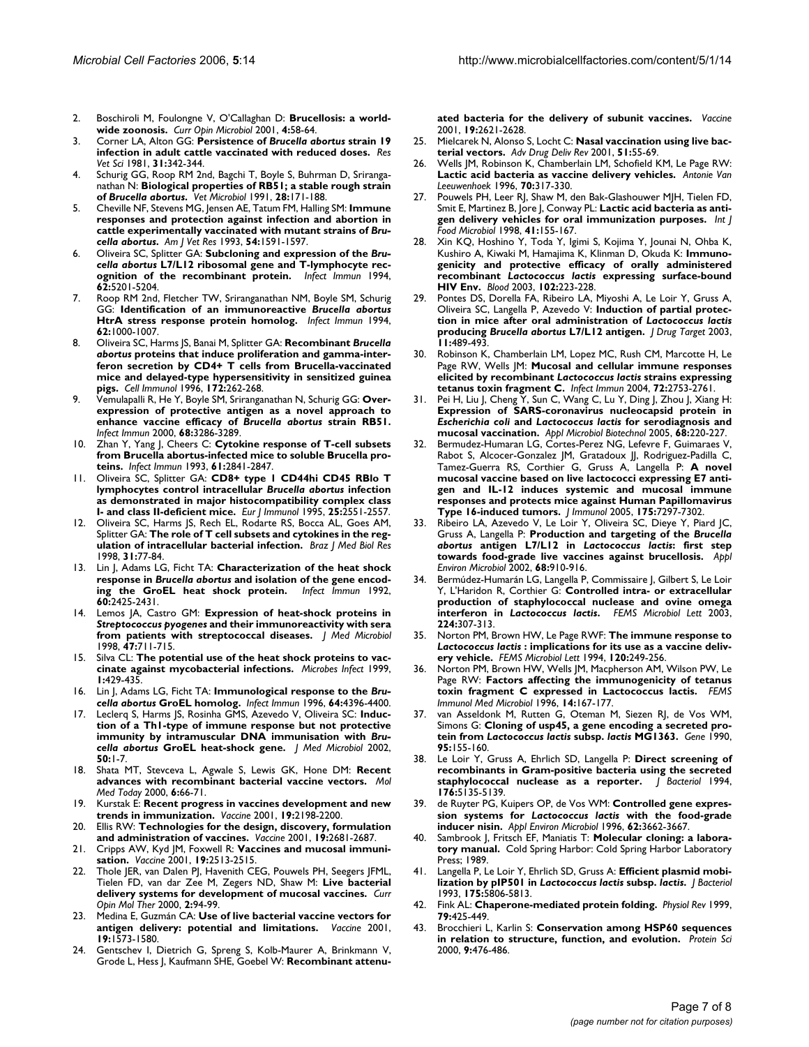2. Boschiroli M, Foulongne V, O'Callaghan D: **Brucellosis: a worldwide zoonosis.** *Curr Opin Microbiol* 2001, **4:**58-64.
3. Corner LA, Alton GG: **Persistence of *Brucella abortus* strain 19 infection in adult cattle vaccinated with reduced doses.** *Res Vet Sci* 1981, **31:**342-344.
4. Schurig GG, Roop RM 2nd, Bagchi T, Boyle S, Buhrman D, Sriranganathan N: **Biological properties of RB51; a stable rough strain of *Brucella abortus*.** *Vet Microbiol* 1991, **28:**171-188.
5. Cheville NF, Stevens MG, Jensen AE, Tatum FM, Halling SM: **Immune responses and protection against infection and abortion in cattle experimentally vaccinated with mutant strains of *Brucella abortus*.** *Am J Vet Res* 1993, **54:**1591-1597.
6. Oliveira SC, Splitter GA: **Subcloning and expression of the *Brucella abortus* L7/L12 ribosomal gene and T-lymphocyte recognition of the recombinant protein.** *Infect Immun* 1994, **62:**5201-5204.
7. Roop RM 2nd, Fletcher TW, Sriranganathan NM, Boyle SM, Schurig GG: **Identification of an immunoreactive *Brucella abortus* HtrA stress response protein homolog.** *Infect Immun* 1994, **62:**1000-1007.
8. Oliveira SC, Harms JS, Banai M, Splitter GA: **Recombinant *Brucella abortus* proteins that induce proliferation and gamma-interferon secretion by CD4+ T cells from Brucella-vaccinated mice and delayed-type hypersensitivity in sensitized guinea pigs.** *Cell Immunol* 1996, **172:**262-268.
9. Vemulapalli R, He Y, Boyle SM, Sriranganathan N, Schurig GG: **Overexpression of protective antigen as a novel approach to enhance vaccine efficacy of *Brucella abortus* strain RB51.** *Infect Immun* 2000, **68:**3286-3289.
10. Zhan Y, Yang J, Cheers C: **Cytokine response of T-cell subsets from Brucella abortus-infected mice to soluble Brucella proteins.** *Infect Immun* 1993, **61:**2841-2847.
11. Oliveira SC, Splitter GA: **CD8+ type 1 CD44hi CD45 RBlo T lymphocytes control intracellular *Brucella abortus* infection as demonstrated in major histocompatibility complex class I- and class II-deficient mice.** *Eur J Immunol* 1995, **25:**2551-2557.
12. Oliveira SC, Harms JS, Rech EL, Rodarte RS, Bocca AL, Goes AM, Splitter GA: **The role of T cell subsets and cytokines in the regulation of intracellular bacterial infection.** *Braz J Med Biol Res* 1998, **31:**77-84.
13. Lin J, Adams LG, Ficht TA: **Characterization of the heat shock response in *Brucella abortus* and isolation of the gene encoding the GroEL heat shock protein.** *Infect Immun* 1992, **60:**2425-2431.
14. Lemos JA, Castro GM: **Expression of heat-shock proteins in *Streptococcus pyogenes* and their immunoreactivity with sera from patients with streptococcal diseases.** *J Med Microbiol* 1998, **47:**711-715.
15. Silva CL: **The potential use of the heat shock proteins to vaccinate against mycobacterial infections.** *Microbes Infect* 1999, **1:**429-435.
16. Lin J, Adams LG, Ficht TA: **Immunological response to the *Brucella abortus* GroEL homolog.** *Infect Immun* 1996, **64:**4396-4400.
17. Leclerq S, Harms JS, Rosinha GMS, Azevedo V, Oliveira SC: **Induction of a Th1-type of immune response but not protective immunity by intramuscular DNA immunisation with *Brucella abortus* GroEL heat-shock gene.** *J Med Microbiol* 2002, **50:**1-7.
18. Shata MT, Stevceva L, Agwale S, Lewis GK, Hone DM: **Recent advances with recombinant bacterial vaccine vectors.** *Mol Med Today* 2000, **6:**66-71.
19. Kurstak E: **Recent progress in vaccines development and new trends in immunization.** *Vaccine* 2001, **19:**2198-2200.
20. Ellis RW: **Technologies for the design, discovery, formulation and administration of vaccines.** *Vaccine* 2001, **19:**2681-2687.
21. Cripps AW, Kyd JM, Foxwell R: **Vaccines and mucosal immunisation.** *Vaccine* 2001, **19:**2513-2515.
22. Thole JER, van Dalen PJ, Havenith CEG, Pouwels PH, Seegers JFML, Tielen FD, van dar Zee M, Zegers ND, Shaw M: **Live bacterial delivery systems for development of mucosal vaccines.** *Curr Opin Mol Ther* 2000, **2:**94-99.
23. Medina E, Guzmán CA: **Use of live bacterial vaccine vectors for antigen delivery: potential and limitations.** *Vaccine* 2001, **19:**1573-1580.
24. Gentschev I, Dietrich G, Spreng S, Kolb-Maurer A, Brinkmann V, Grode L, Hess J, Kaufmann SHE, Goebel W: **Recombinant attenuated bacteria for the delivery of subunit vaccines.** *Vaccine* 2001, **19:**2621-2628.
25. Mielcarek N, Alonso S, Locht C: **Nasal vaccination using live bacterial vectors.** *Adv Drug Deliv Rev* 2001, **51:**55-69.
26. Wells JM, Robinson K, Chamberlain LM, Schofield KM, Le Page RW: **Lactic acid bacteria as vaccine delivery vehicles.** *Antonie Van Leeuwenhoek* 1996, **70:**317-330.
27. Pouwels PH, Leer RJ, Shaw M, den Bak-Glashouwer MJH, Tielen FD, Smit E, Martinez B, Jore J, Conway PL: **Lactic acid bacteria as antigen delivery vehicles for oral immunization purposes.** *Int J Food Microbiol* 1998, **41:**155-167.
28. Xin KQ, Hoshino Y, Toda Y, Igimi S, Kojima Y, Jounai N, Ohba K, Kushiro A, Kiwaki M, Hamajima K, Klinman D, Okuda K: **Immunogenicity and protective efficacy of orally administered recombinant *Lactococcus lactis* expressing surface-bound HIV Env.** *Blood* 2003, **102:**223-228.
29. Pontes DS, Dorella FA, Ribeiro LA, Miyoshi A, Le Loir Y, Gruss A, Oliveira SC, Langella P, Azevedo V: **Induction of partial protection in mice after oral administration of *Lactococcus lactis* producing *Brucella abortus* L7/L12 antigen.** *J Drug Target* 2003, **11:**489-493.
30. Robinson K, Chamberlain LM, Lopez MC, Rush CM, Marcotte H, Le Page RW, Wells JM: **Mucosal and cellular immune responses elicited by recombinant *Lactococcus lactis* strains expressing tetanus toxin fragment C.** *Infect Immun* 2004, **72:**2753-2761.
31. Pei H, Liu J, Cheng Y, Sun C, Wang C, Lu Y, Ding J, Zhou J, Xiang H: **Expression of SARS-coronavirus nucleocapsid protein in *Escherichia coli* and *Lactococcus lactis* for serodiagnosis and mucosal vaccination.** *Appl Microbiol Biotechnol* 2005, **68:**220-227.
32. Bermudez-Humaran LG, Cortes-Perez NG, Lefevre F, Guimaraes V, Rabot S, Alcocer-Gonzalez JM, Gratadoux JJ, Rodriguez-Padilla C, Tamez-Guerra RS, Corthier G, Gruss A, Langella P: **A novel mucosal vaccine based on live lactococci expressing E7 antigen and IL-12 induces systemic and mucosal immune responses and protects mice against Human Papillomavirus Type 16-induced tumors.** *J Immunol* 2005, **175:**7297-7302.
33. Ribeiro LA, Azevedo V, Le Loir Y, Oliveira SC, Dieye Y, Piard JC, Gruss A, Langella P: **Production and targeting of the *Brucella abortus* antigen L7/L12 in *Lactococcus lactis*: first step towards food-grade live vaccines against brucellosis.** *Appl Environ Microbiol* 2002, **68:**910-916.
34. Bermúdez-Humarán LG, Langella P, Commissaire J, Gilbert S, Le Loir Y, L'Haridon R, Corthier G: **Controlled intra- or extracellular production of staphylococcal nuclease and ovine omega interferon in *Lactococcus lactis*.** *FEMS Microbiol Lett* 2003, **224:**307-313.
35. Norton PM, Brown HW, Le Page RWF: **The immune response to *Lactococcus lactis* : implications for its use as a vaccine delivery vehicle.** *FEMS Microbiol Lett* 1994, **120:**249-256.
36. Norton PM, Brown HW, Wells JM, Macpherson AM, Wilson PW, Le Page RW: **Factors affecting the immunogenicity of tetanus toxin fragment C expressed in Lactococcus lactis.** *FEMS Immunol Med Microbiol* 1996, **14:**167-177.
37. van Asseldonk M, Rutten G, Oteman M, Siezen RJ, de Vos WM, Simons G: **Cloning of usp45, a gene encoding a secreted protein from *Lactococcus lactis* subsp. *lactis* MG1363.** *Gene* 1990, **95:**155-160.
38. Le Loir Y, Gruss A, Ehrlich SD, Langella P: **Direct screening of recombinants in Gram-positive bacteria using the secreted staphylococcal nuclease as a reporter.** *J Bacteriol* 1994, **176:**5135-5139.
39. de Ruyter PG, Kuipers OP, de Vos WM: **Controlled gene expression systems for *Lactococcus lactis* with the food-grade inducer nisin.** *Appl Environ Microbiol* 1996, **62:**3662-3667.
40. Sambrook J, Fritsch EF, Maniatis T: **Molecular cloning: a laboratory manual.** Cold Spring Harbor: Cold Spring Harbor Laboratory Press; 1989.
41. Langella P, Le Loir Y, Ehrlich SD, Gruss A: **Efficient plasmid mobilization by pIP501 in *Lactococcus lactis* subsp. *lactis*.** *J Bacteriol* 1993, **175:**5806-5813.
42. Fink AL: **Chaperone-mediated protein folding.** *Physiol Rev* 1999, **79:**425-449.
43. Brocchieri L, Karlin S: **Conservation among HSP60 sequences in relation to structure, function, and evolution.** *Protein Sci* 2000, **9:**476-486.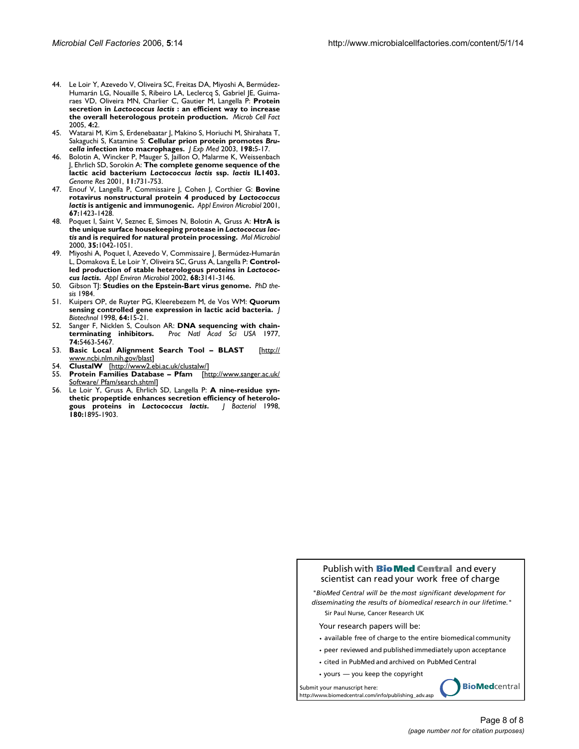44. Le Loir Y, Azevedo V, Oliveira SC, Freitas DA, Miyoshi A, Bermúdez-Humarán LG, Nouaille S, Ribeiro LA, Leclercq S, Gabriel JE, Guimaraes VD, Oliveira MN, Charlier C, Gautier M, Langella P: **Protein secretion in *Lactococcus lactis* : an efficient way to increase the overall heterologous protein production.** *Microb Cell Fact* 2005, **4:**2.
45. Watarai M, Kim S, Erdenebaatar J, Makino S, Horiuchi M, Shirahata T, Sakaguchi S, Katamine S: **Cellular prion protein promotes *Brucella* infection into macrophages.** *J Exp Med* 2003, **198:**5-17.
46. Bolotin A, Wincker P, Mauger S, Jaillon O, Malarme K, Weissenbach J, Ehrlich SD, Sorokin A: **The complete genome sequence of the lactic acid bacterium *Lactococcus lactis* ssp. *lactis* IL1403.** *Genome Res* 2001, **11:**731-753.
47. Enouf V, Langella P, Commissaire J, Cohen J, Corthier G: **Bovine rotavirus nonstructural protein 4 produced by *Lactococcus lactis* is antigenic and immunogenic.** *Appl Environ Microbiol* 2001, **67:**1423-1428.
48. Poquet I, Saint V, Seznec E, Simoes N, Bolotin A, Gruss A: **HtrA is the unique surface housekeeping protease in *Lactococcus lactis* and is required for natural protein processing.** *Mol Microbiol* 2000, **35:**1042-1051.
49. Miyoshi A, Poquet I, Azevedo V, Commissaire J, Bermúdez-Humarán L, Domakova E, Le Loir Y, Oliveira SC, Gruss A, Langella P: **Controlled production of stable heterologous proteins in *Lactococcus lactis*.** *Appl Environ Microbiol* 2002, **68:**3141-3146.
50. Gibson TJ: **Studies on the Epstein-Bart virus genome.** *PhD thesis* 1984.
51. Kuipers OP, de Ruyter PG, Kleerebezem M, de Vos WM: **Quorum sensing controlled gene expression in lactic acid bacteria.** *J Biotechnol* 1998, **64:**15-21.
52. Sanger F, Nicklen S, Coulson AR: **DNA sequencing with chain-terminating inhibitors.** *Proc Natl Acad Sci USA* 1977, **74:**5463-5467.
53. **Basic Local Alignment Search Tool – BLAST** [http://www.ncbi.nlm.nih.gov/blast]
54. **ClustalW** [http://www2.ebi.ac.uk/clustalw/]
55. **Protein Families Database – Pfam** [http://www.sanger.ac.uk/Software/ Pfam/search.shtml]
56. Le Loir Y, Gruss A, Ehrlich SD, Langella P: **A nine-residue synthetic propeptide enhances secretion efficiency of heterologous proteins in *Lactococcus lactis*.** *J Bacteriol* 1998, **180:**1895-1903.

Publish with **BioMed Central** and every scientist can read your work free of charge

*"BioMed Central will be the most significant development for disseminating the results of biomedical research in our lifetime."*

Sir Paul Nurse, Cancer Research UK

Your research papers will be:

- available free of charge to the entire biomedical community
- peer reviewed and published immediately upon acceptance
- cited in PubMed and archived on PubMed Central
- yours — you keep the copyright

Submit your manuscript here:
http://www.biomedcentral.com/info/publishing_adv.asp

BioMedcentral